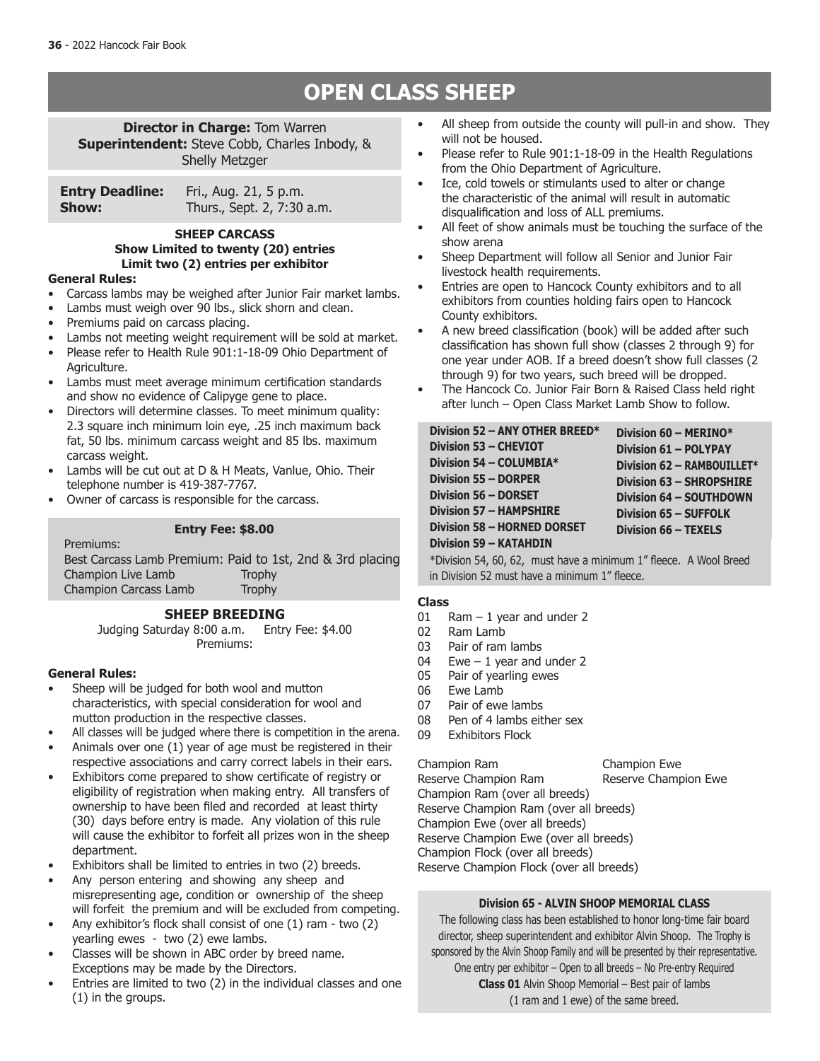# OPEN CLASS SHEEP

**Director in Charge:** Tom Warren
**Superintendent:** Steve Cobb, Charles Inbody, & Shelly Metzger

**Entry Deadline:** Fri., Aug. 21, 5 p.m.
**Show:** Thurs., Sept. 2, 7:30 a.m.

### SHEEP CARCASS

**Show Limited to twenty (20) entries**
**Limit two (2) entries per exhibitor**

**General Rules:**

- Carcass lambs may be weighed after Junior Fair market lambs.
- Lambs must weigh over 90 lbs., slick shorn and clean.
- Premiums paid on carcass placing.
- Lambs not meeting weight requirement will be sold at market.
- Please refer to Health Rule 901:1-18-09 Ohio Department of Agriculture.
- Lambs must meet average minimum certification standards and show no evidence of Calipyge gene to place.
- Directors will determine classes. To meet minimum quality: 2.3 square inch minimum loin eye, .25 inch maximum back fat, 50 lbs. minimum carcass weight and 85 lbs. maximum carcass weight.
- Lambs will be cut out at D & H Meats, Vanlue, Ohio. Their telephone number is 419-387-7767.
- Owner of carcass is responsible for the carcass.

**Entry Fee: $8.00**

Premiums:
Best Carcass Lamb Premium: Paid to 1st, 2nd & 3rd placing
Champion Live Lamb — Trophy
Champion Carcass Lamb — Trophy

### SHEEP BREEDING

Judging Saturday 8:00 a.m. Entry Fee: $4.00
Premiums:

**General Rules:**

- Sheep will be judged for both wool and mutton characteristics, with special consideration for wool and mutton production in the respective classes.
- All classes will be judged where there is competition in the arena.
- Animals over one (1) year of age must be registered in their respective associations and carry correct labels in their ears.
- Exhibitors come prepared to show certificate of registry or eligibility of registration when making entry. All transfers of ownership to have been filed and recorded at least thirty (30) days before entry is made. Any violation of this rule will cause the exhibitor to forfeit all prizes won in the sheep department.
- Exhibitors shall be limited to entries in two (2) breeds.
- Any person entering and showing any sheep and misrepresenting age, condition or ownership of the sheep will forfeit the premium and will be excluded from competing.
- Any exhibitor's flock shall consist of one (1) ram - two (2) yearling ewes - two (2) ewe lambs.
- Classes will be shown in ABC order by breed name. Exceptions may be made by the Directors.
- Entries are limited to two (2) in the individual classes and one (1) in the groups.
- All sheep from outside the county will pull-in and show. They will not be housed.
- Please refer to Rule 901:1-18-09 in the Health Regulations from the Ohio Department of Agriculture.
- Ice, cold towels or stimulants used to alter or change the characteristic of the animal will result in automatic disqualification and loss of ALL premiums.
- All feet of show animals must be touching the surface of the show arena
- Sheep Department will follow all Senior and Junior Fair livestock health requirements.
- Entries are open to Hancock County exhibitors and to all exhibitors from counties holding fairs open to Hancock County exhibitors.
- A new breed classification (book) will be added after such classification has shown full show (classes 2 through 9) for one year under AOB. If a breed doesn't show full classes (2 through 9) for two years, such breed will be dropped.
- The Hancock Co. Junior Fair Born & Raised Class held right after lunch – Open Class Market Lamb Show to follow.

**Division 52 – ANY OTHER BREED***
**Division 53 – CHEVIOT**
**Division 54 – COLUMBIA***
**Division 55 – DORPER**
**Division 56 – DORSET**
**Division 57 – HAMPSHIRE**
**Division 58 – HORNED DORSET**
**Division 59 – KATAHDIN**
**Division 60 – MERINO***
**Division 61 – POLYPAY**
**Division 62 – RAMBOUILLET***
**Division 63 – SHROPSHIRE**
**Division 64 – SOUTHDOWN**
**Division 65 – SUFFOLK**
**Division 66 – TEXELS**

*Division 54, 60, 62, must have a minimum 1" fleece. A Wool Breed in Division 52 must have a minimum 1" fleece.

**Class**

01 Ram – 1 year and under 2
02 Ram Lamb
03 Pair of ram lambs
04 Ewe – 1 year and under 2
05 Pair of yearling ewes
06 Ewe Lamb
07 Pair of ewe lambs
08 Pen of 4 lambs either sex
09 Exhibitors Flock

Champion Ram
Reserve Champion Ram
Champion Ewe
Reserve Champion Ewe
Champion Ram (over all breeds)
Reserve Champion Ram (over all breeds)
Champion Ewe (over all breeds)
Reserve Champion Ewe (over all breeds)
Champion Flock (over all breeds)
Reserve Champion Flock (over all breeds)

**Division 65 - ALVIN SHOOP MEMORIAL CLASS**

The following class has been established to honor long-time fair board director, sheep superintendent and exhibitor Alvin Shoop. The Trophy is sponsored by the Alvin Shoop Family and will be presented by their representative.
One entry per exhibitor – Open to all breeds – No Pre-entry Required
**Class 01** Alvin Shoop Memorial – Best pair of lambs (1 ram and 1 ewe) of the same breed.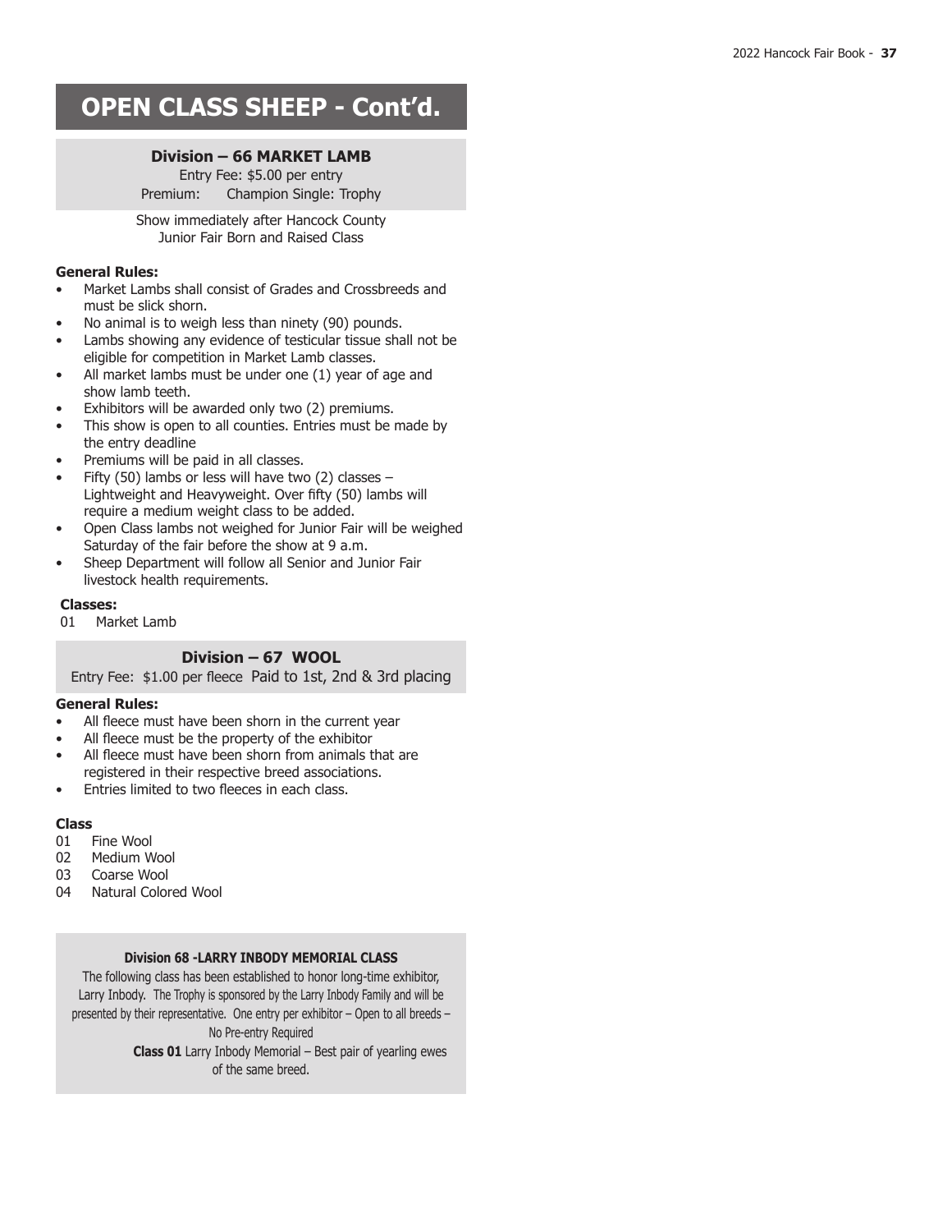# OPEN CLASS SHEEP - Cont'd.

## Division – 66 MARKET LAMB

Entry Fee: $5.00 per entry

Premium: Champion Single: Trophy

Show immediately after Hancock County Junior Fair Born and Raised Class

**General Rules:**

- Market Lambs shall consist of Grades and Crossbreeds and must be slick shorn.
- No animal is to weigh less than ninety (90) pounds.
- Lambs showing any evidence of testicular tissue shall not be eligible for competition in Market Lamb classes.
- All market lambs must be under one (1) year of age and show lamb teeth.
- Exhibitors will be awarded only two (2) premiums.
- This show is open to all counties. Entries must be made by the entry deadline
- Premiums will be paid in all classes.
- Fifty (50) lambs or less will have two (2) classes – Lightweight and Heavyweight. Over fifty (50) lambs will require a medium weight class to be added.
- Open Class lambs not weighed for Junior Fair will be weighed Saturday of the fair before the show at 9 a.m.
- Sheep Department will follow all Senior and Junior Fair livestock health requirements.

**Classes:**

01 Market Lamb

## Division – 67 WOOL

Entry Fee: $1.00 per fleece Paid to 1st, 2nd & 3rd placing

**General Rules:**

- All fleece must have been shorn in the current year
- All fleece must be the property of the exhibitor
- All fleece must have been shorn from animals that are registered in their respective breed associations.
- Entries limited to two fleeces in each class.

**Class**

01 Fine Wool
02 Medium Wool
03 Coarse Wool
04 Natural Colored Wool

## Division 68 -LARRY INBODY MEMORIAL CLASS

The following class has been established to honor long-time exhibitor, Larry Inbody. The Trophy is sponsored by the Larry Inbody Family and will be presented by their representative. One entry per exhibitor – Open to all breeds – No Pre-entry Required

**Class 01** Larry Inbody Memorial – Best pair of yearling ewes of the same breed.